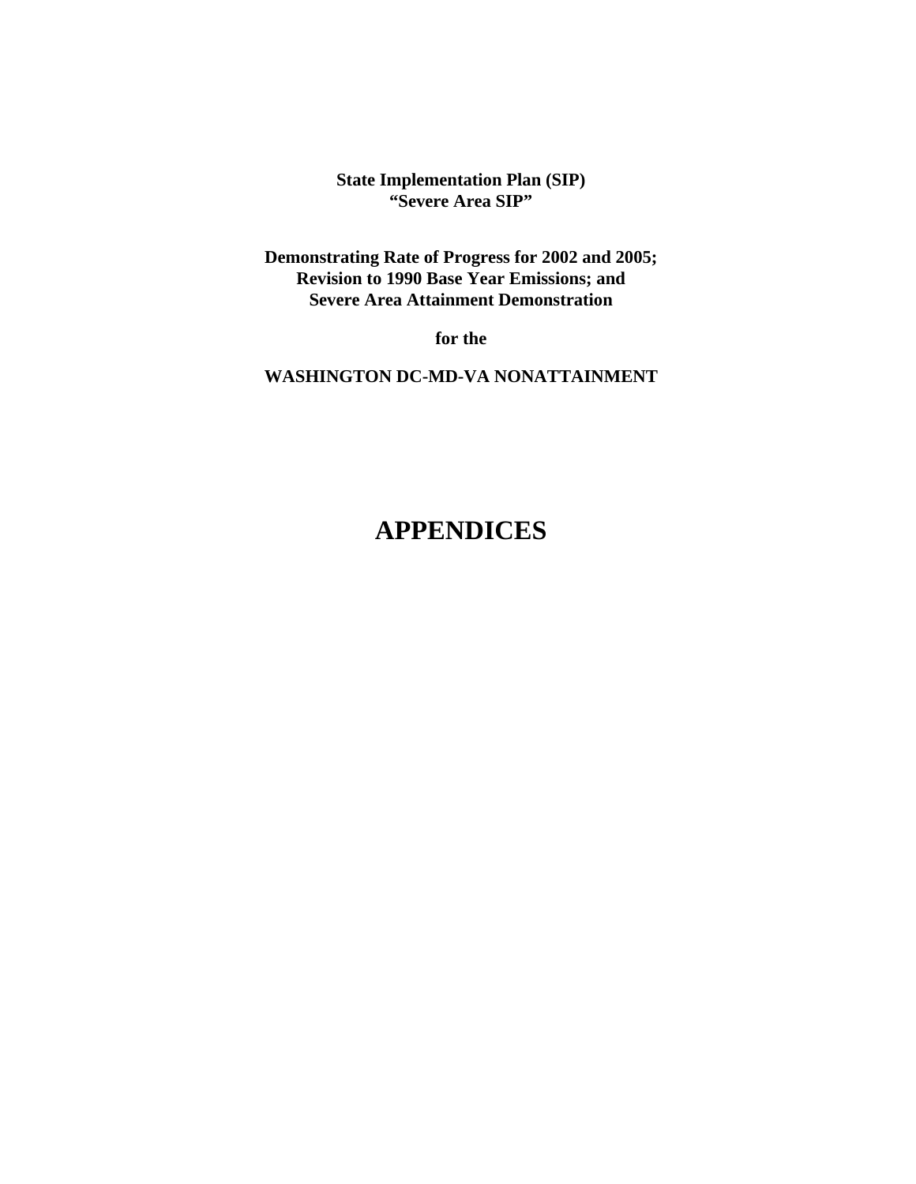**State Implementation Plan (SIP)**
**"Severe Area SIP"**

**Demonstrating Rate of Progress for 2002 and 2005;**
**Revision to 1990 Base Year Emissions; and**
**Severe Area Attainment Demonstration**

**for the**

**WASHINGTON DC-MD-VA NONATTAINMENT**

# APPENDICES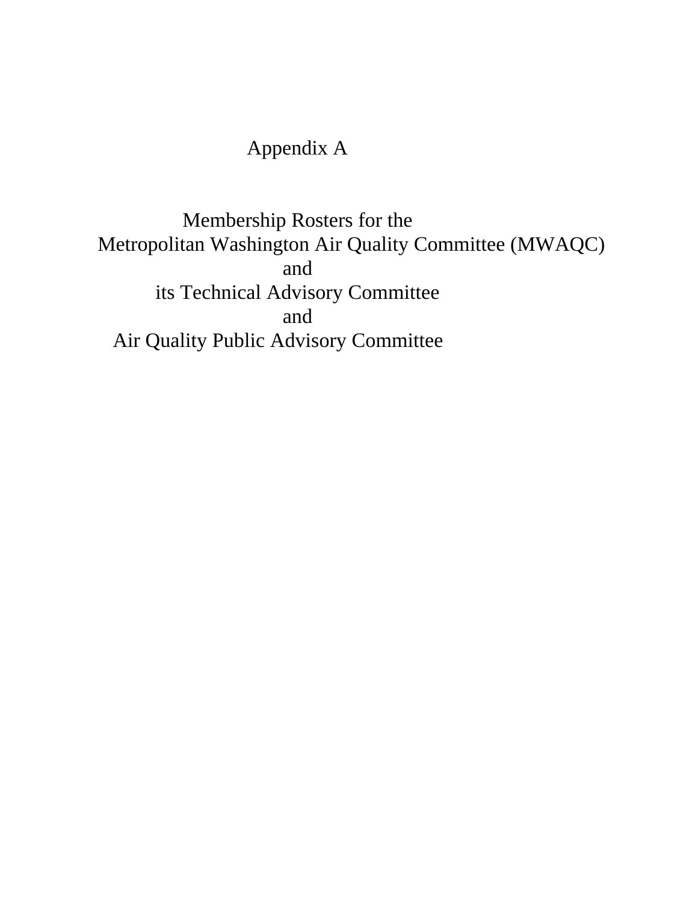# Appendix A

## Membership Rosters for the Metropolitan Washington Air Quality Committee (MWAQC) and its Technical Advisory Committee and Air Quality Public Advisory Committee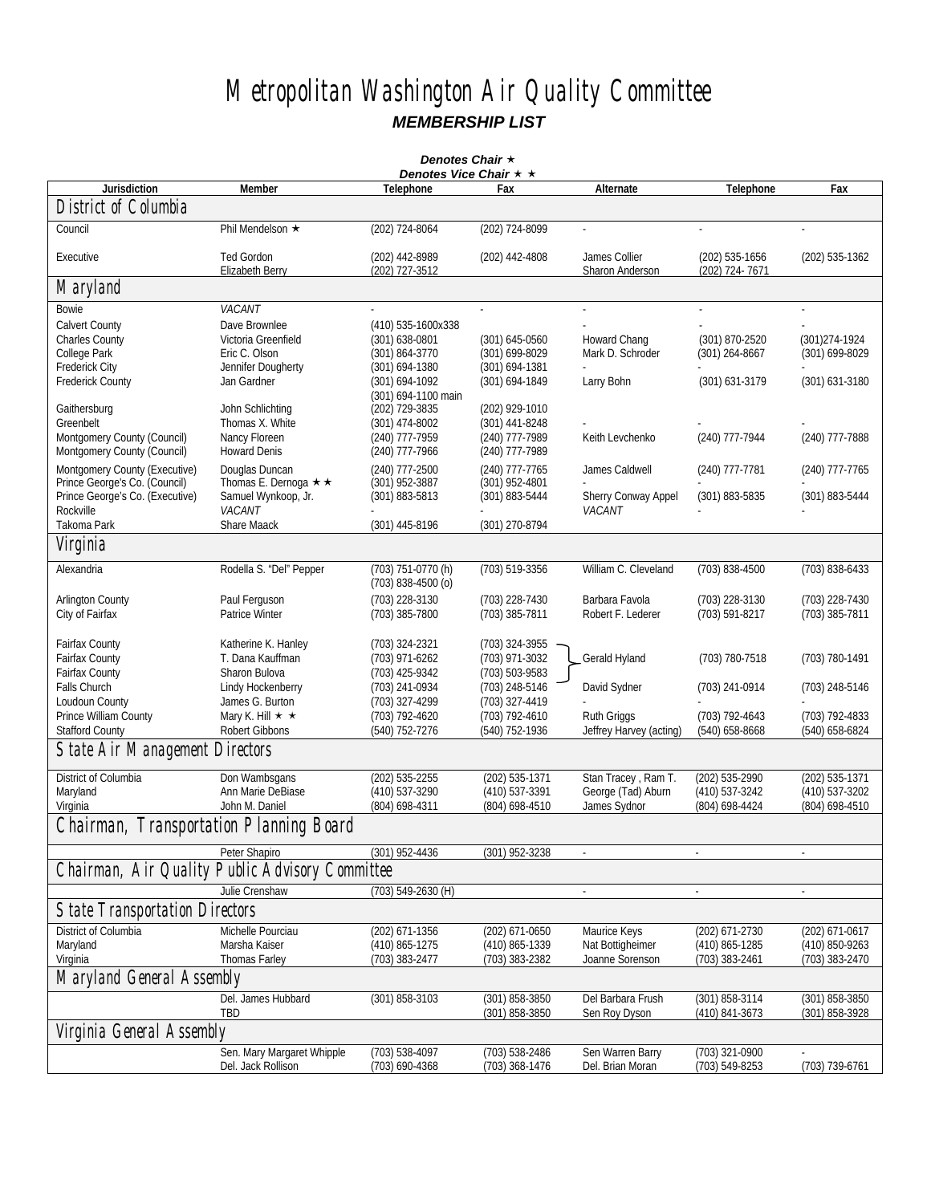# Metropolitan Washington Air Quality Committee

***MEMBERSHIP LIST***

***Denotes Chair ★***
***Denotes Vice Chair ★ ★***

| Jurisdiction | Member | Telephone | Fax | Alternate | Telephone | Fax |
|---|---|---|---|---|---|---|
| **District of Columbia** | | | | | | |
| Council | Phil Mendelson ★ | (202) 724-8064 | (202) 724-8099 | - | - | - |
| Executive | Ted Gordon<br>Elizabeth Berry | (202) 442-8989<br>(202) 727-3512 | (202) 442-4808 | James Collier<br>Sharon Anderson | (202) 535-1656<br>(202) 724- 7671 | (202) 535-1362 |
| **Maryland** | | | | | | |
| Bowie | *VACANT* | - | - | - | - | - |
| Calvert County | Dave Brownlee | (410) 535-1600x338 | | - | | - |
| Charles County | Victoria Greenfield | (301) 638-0801 | (301) 645-0560 | Howard Chang | (301) 870-2520 | (301)274-1924 |
| College Park | Eric C. Olson | (301) 864-3770 | (301) 699-8029 | Mark D. Schroder | (301) 264-8667 | (301) 699-8029 |
| Frederick City | Jennifer Dougherty | (301) 694-1380 | (301) 694-1381 | - | | - |
| Frederick County | Jan Gardner | (301) 694-1092<br>(301) 694-1100 main | (301) 694-1849 | Larry Bohn | (301) 631-3179 | (301) 631-3180 |
| Gaithersburg | John Schlichting | (202) 729-3835 | (202) 929-1010 | | | |
| Greenbelt | Thomas X. White | (301) 474-8002 | (301) 441-8248 | - | - | - |
| Montgomery County (Council) | Nancy Floreen | (240) 777-7959 | (240) 777-7989 | Keith Levchenko | (240) 777-7944 | (240) 777-7888 |
| Montgomery County (Council) | Howard Denis | (240) 777-7966 | (240) 777-7989 | | | |
| Montgomery County (Executive) | Douglas Duncan | (240) 777-2500 | (240) 777-7765 | James Caldwell | (240) 777-7781 | (240) 777-7765 |
| Prince George's Co. (Council) | Thomas E. Dernoga ★ ★ | (301) 952-3887 | (301) 952-4801 | - | - | - |
| Prince George's Co. (Executive) | Samuel Wynkoop, Jr. | (301) 883-5813 | (301) 883-5444 | Sherry Conway Appel | (301) 883-5835 | (301) 883-5444 |
| Rockville | *VACANT* | - | - | *VACANT* | - | - |
| Takoma Park | Share Maack | (301) 445-8196 | (301) 270-8794 | | | |
| **Virginia** | | | | | | |
| Alexandria | Rodella S. "Del" Pepper | (703) 751-0770 (h)<br>(703) 838-4500 (o) | (703) 519-3356 | William C. Cleveland | (703) 838-4500 | (703) 838-6433 |
| Arlington County | Paul Ferguson | (703) 228-3130 | (703) 228-7430 | Barbara Favola | (703) 228-3130 | (703) 228-7430 |
| City of Fairfax | Patrice Winter | (703) 385-7800 | (703) 385-7811 | Robert F. Lederer | (703) 591-8217 | (703) 385-7811 |
| Fairfax County | Katherine K. Hanley | (703) 324-2321 | (703) 324-3955 | | | |
| Fairfax County | T. Dana Kauffman | (703) 971-6262 | (703) 971-3032 | Gerald Hyland | (703) 780-7518 | (703) 780-1491 |
| Fairfax County | Sharon Bulova | (703) 425-9342 | (703) 503-9583 | | | |
| Falls Church | Lindy Hockenberry | (703) 241-0934 | (703) 248-5146 | David Sydner | (703) 241-0914 | (703) 248-5146 |
| Loudoun County | James G. Burton | (703) 327-4299 | (703) 327-4419 | - | | - |
| Prince William County | Mary K. Hill ★ ★ | (703) 792-4620 | (703) 792-4610 | Ruth Griggs | (703) 792-4643 | (703) 792-4833 |
| Stafford County | Robert Gibbons | (540) 752-7276 | (540) 752-1936 | Jeffrey Harvey (acting) | (540) 658-8668 | (540) 658-6824 |
| **State Air Management Directors** | | | | | | |
| District of Columbia | Don Wambsgans | (202) 535-2255 | (202) 535-1371 | Stan Tracey , Ram T. | (202) 535-2990 | (202) 535-1371 |
| Maryland | Ann Marie DeBiase | (410) 537-3290 | (410) 537-3391 | George (Tad) Aburn | (410) 537-3242 | (410) 537-3202 |
| Virginia | John M. Daniel | (804) 698-4311 | (804) 698-4510 | James Sydnor | (804) 698-4424 | (804) 698-4510 |
| **Chairman, Transportation Planning Board** | | | | | | |
| | Peter Shapiro | (301) 952-4436 | (301) 952-3238 | - | - | - |
| **Chairman, Air Quality Public Advisory Committee** | | | | | | |
| | Julie Crenshaw | (703) 549-2630 (H) | | - | - | - |
| **State Transportation Directors** | | | | | | |
| District of Columbia | Michelle Pourciau | (202) 671-1356 | (202) 671-0650 | Maurice Keys | (202) 671-2730 | (202) 671-0617 |
| Maryland | Marsha Kaiser | (410) 865-1275 | (410) 865-1339 | Nat Bottigheimer | (410) 865-1285 | (410) 850-9263 |
| Virginia | Thomas Farley | (703) 383-2477 | (703) 383-2382 | Joanne Sorenson | (703) 383-2461 | (703) 383-2470 |
| **Maryland General Assembly** | | | | | | |
| | Del. James Hubbard | (301) 858-3103 | (301) 858-3850 | Del Barbara Frush | (301) 858-3114 | (301) 858-3850 |
| | TBD | | (301) 858-3850 | Sen Roy Dyson | (410) 841-3673 | (301) 858-3928 |
| **Virginia General Assembly** | | | | | | |
| | Sen. Mary Margaret Whipple | (703) 538-4097 | (703) 538-2486 | Sen Warren Barry | (703) 321-0900 | - |
| | Del. Jack Rollison | (703) 690-4368 | (703) 368-1476 | Del. Brian Moran | (703) 549-8253 | (703) 739-6761 |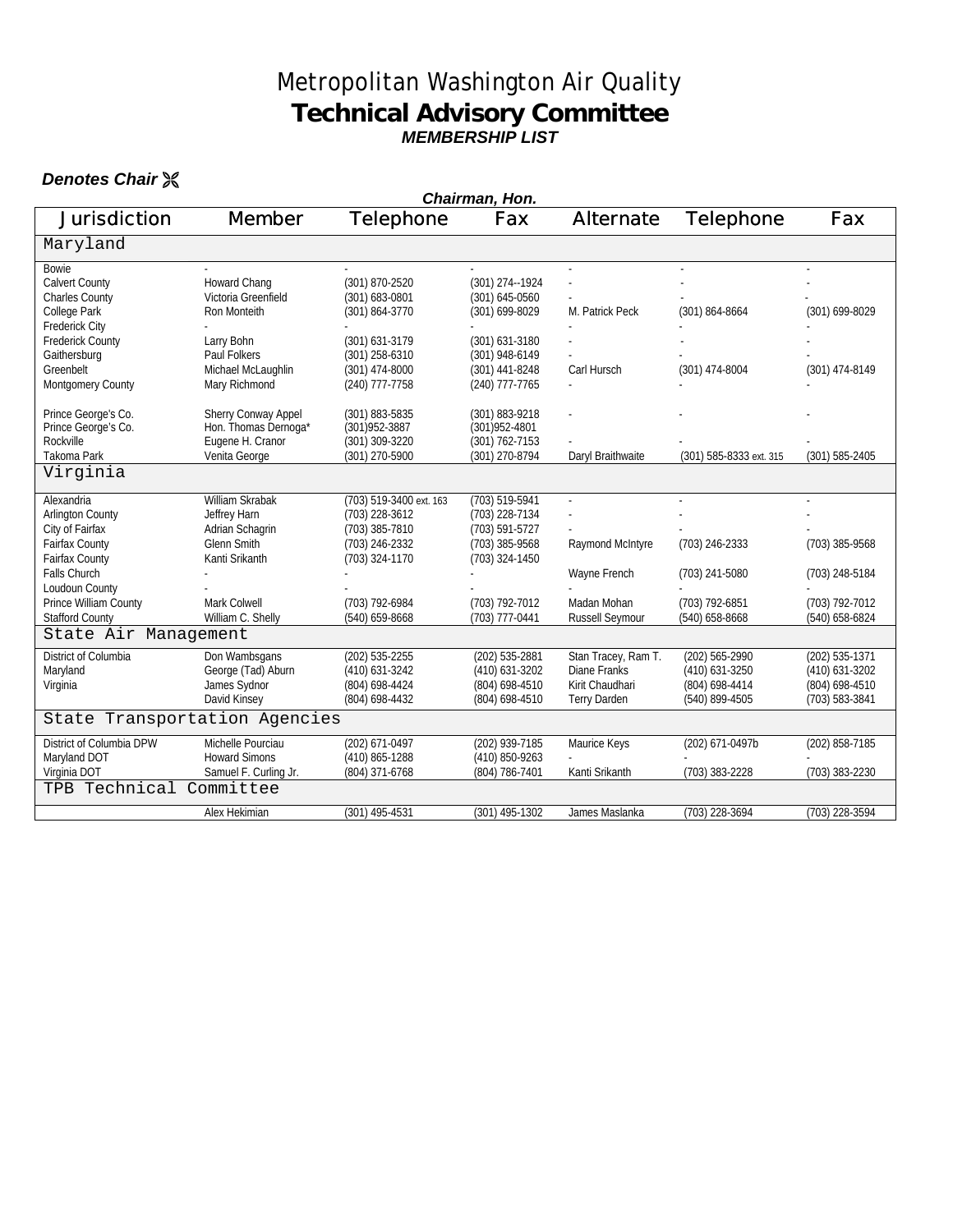# Metropolitan Washington Air Quality

## Technical Advisory Committee

### *MEMBERSHIP LIST*

***Denotes Chair*** ✂

***Chairman, Hon.***

| Jurisdiction | Member | Telephone | Fax | Alternate | Telephone | Fax |
|---|---|---|---|---|---|---|
| **Maryland** | | | | | | |
| Bowie | - | - | - | - | - | - |
| Calvert County | Howard Chang | (301) 870-2520 | (301) 274--1924 | - | - | - |
| Charles County | Victoria Greenfield | (301) 683-0801 | (301) 645-0560 | - | - | - |
| College Park | Ron Monteith | (301) 864-3770 | (301) 699-8029 | M. Patrick Peck | (301) 864-8664 | (301) 699-8029 |
| Frederick City | - | - | - | - | - | - |
| Frederick County | Larry Bohn | (301) 631-3179 | (301) 631-3180 | - | - | - |
| Gaithersburg | Paul Folkers | (301) 258-6310 | (301) 948-6149 | - | - | - |
| Greenbelt | Michael McLaughlin | (301) 474-8000 | (301) 441-8248 | Carl Hursch | (301) 474-8004 | (301) 474-8149 |
| Montgomery County | Mary Richmond | (240) 777-7758 | (240) 777-7765 | - | - | - |
| Prince George's Co. | Sherry Conway Appel | (301) 883-5835 | (301) 883-9218 | - | - | - |
| Prince George's Co. | Hon. Thomas Dernoga* | (301)952-3887 | (301)952-4801 | | | |
| Rockville | Eugene H. Cranor | (301) 309-3220 | (301) 762-7153 | - | - | - |
| Takoma Park | Venita George | (301) 270-5900 | (301) 270-8794 | Daryl Braithwaite | (301) 585-8333 ext. 315 | (301) 585-2405 |
| **Virginia** | | | | | | |
| Alexandria | William Skrabak | (703) 519-3400 ext. 163 | (703) 519-5941 | - | - | - |
| Arlington County | Jeffrey Harn | (703) 228-3612 | (703) 228-7134 | - | - | - |
| City of Fairfax | Adrian Schagrin | (703) 385-7810 | (703) 591-5727 | - | - | - |
| Fairfax County | Glenn Smith | (703) 246-2332 | (703) 385-9568 | Raymond McIntyre | (703) 246-2333 | (703) 385-9568 |
| Fairfax County | Kanti Srikanth | (703) 324-1170 | (703) 324-1450 | | | |
| Falls Church | - | - | - | Wayne French | (703) 241-5080 | (703) 248-5184 |
| Loudoun County | - | - | - | - | - | - |
| Prince William County | Mark Colwell | (703) 792-6984 | (703) 792-7012 | Madan Mohan | (703) 792-6851 | (703) 792-7012 |
| Stafford County | William C. Shelly | (540) 659-8668 | (703) 777-0441 | Russell Seymour | (540) 658-8668 | (540) 658-6824 |
| **State Air Management** | | | | | | |
| District of Columbia | Don Wambsgans | (202) 535-2255 | (202) 535-2881 | Stan Tracey, Ram T. | (202) 565-2990 | (202) 535-1371 |
| Maryland | George (Tad) Aburn | (410) 631-3242 | (410) 631-3202 | Diane Franks | (410) 631-3250 | (410) 631-3202 |
| Virginia | James Sydnor | (804) 698-4424 | (804) 698-4510 | Kirit Chaudhari | (804) 698-4414 | (804) 698-4510 |
| | David Kinsey | (804) 698-4432 | (804) 698-4510 | Terry Darden | (540) 899-4505 | (703) 583-3841 |
| **State Transportation Agencies** | | | | | | |
| District of Columbia DPW | Michelle Pourciau | (202) 671-0497 | (202) 939-7185 | Maurice Keys | (202) 671-0497b | (202) 858-7185 |
| Maryland DOT | Howard Simons | (410) 865-1288 | (410) 850-9263 | - | - | - |
| Virginia DOT | Samuel F. Curling Jr. | (804) 371-6768 | (804) 786-7401 | Kanti Srikanth | (703) 383-2228 | (703) 383-2230 |
| **TPB Technical Committee** | | | | | | |
| | Alex Hekimian | (301) 495-4531 | (301) 495-1302 | James Maslanka | (703) 228-3694 | (703) 228-3594 |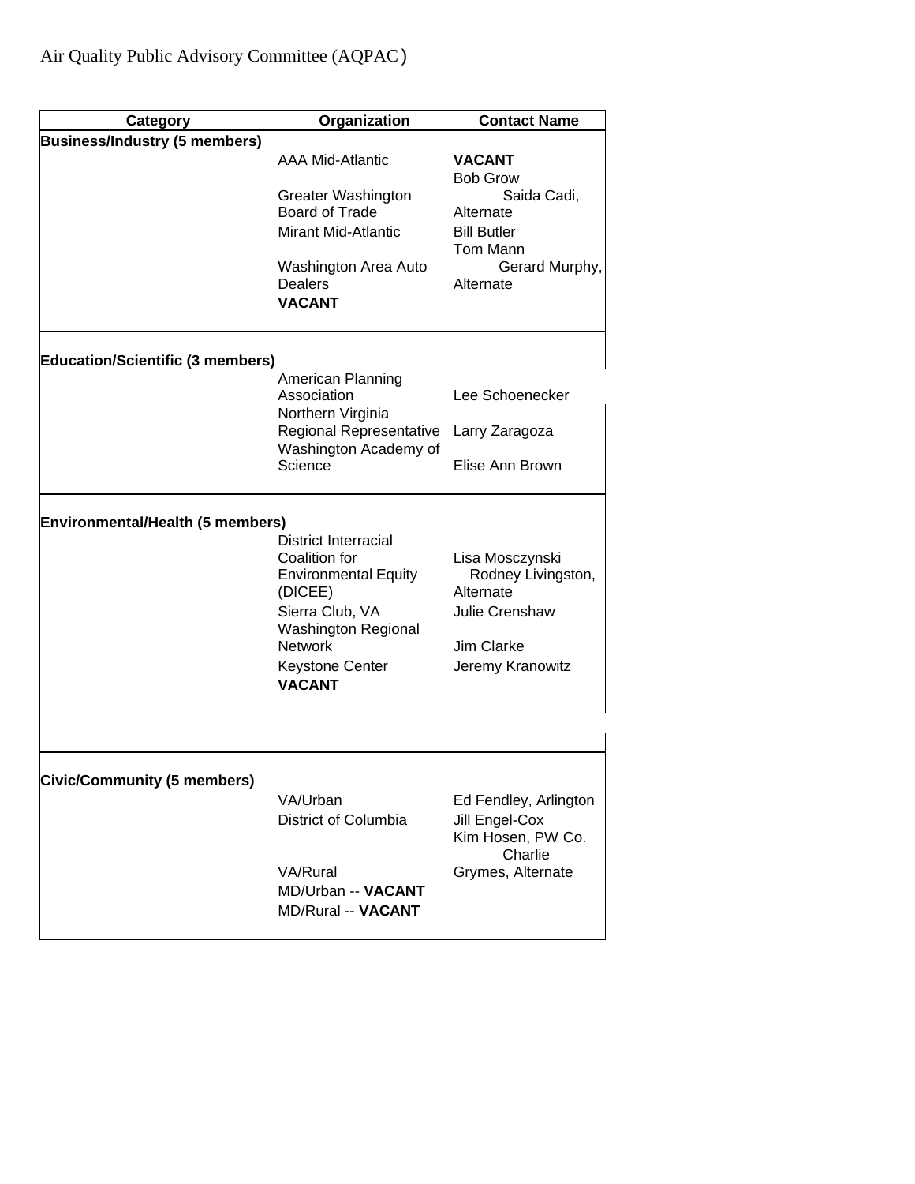Air Quality Public Advisory Committee (AQPAC)

| Category | Organization | Contact Name |
| --- | --- | --- |
| **Business/Industry (5 members)** | | |
| | AAA Mid-Atlantic | **VACANT** |
| | Greater Washington Board of Trade | Bob Grow<br>Saida Cadi, Alternate |
| | Mirant Mid-Atlantic | Bill Butler |
| | Washington Area Auto Dealers | Tom Mann<br>Gerard Murphy, Alternate |
| | **VACANT** | |
| **Education/Scientific (3 members)** | | |
| | American Planning Association | Lee Schoenecker |
| | Northern Virginia Regional Representative | Larry Zaragoza |
| | Washington Academy of Science | Elise Ann Brown |
| **Environmental/Health (5 members)** | | |
| | District Interracial Coalition for Environmental Equity (DICEE) | Lisa Mosczynski<br>Rodney Livingston, Alternate |
| | Sierra Club, VA | Julie Crenshaw |
| | Washington Regional Network | Jim Clarke |
| | Keystone Center | Jeremy Kranowitz |
| | **VACANT** | |
| **Civic/Community (5 members)** | | |
| | VA/Urban | Ed Fendley, Arlington |
| | District of Columbia | Jill Engel-Cox |
| | VA/Rural | Kim Hosen, PW Co.<br>Charlie Grymes, Alternate |
| | MD/Urban -- **VACANT** | |
| | MD/Rural -- **VACANT** | |